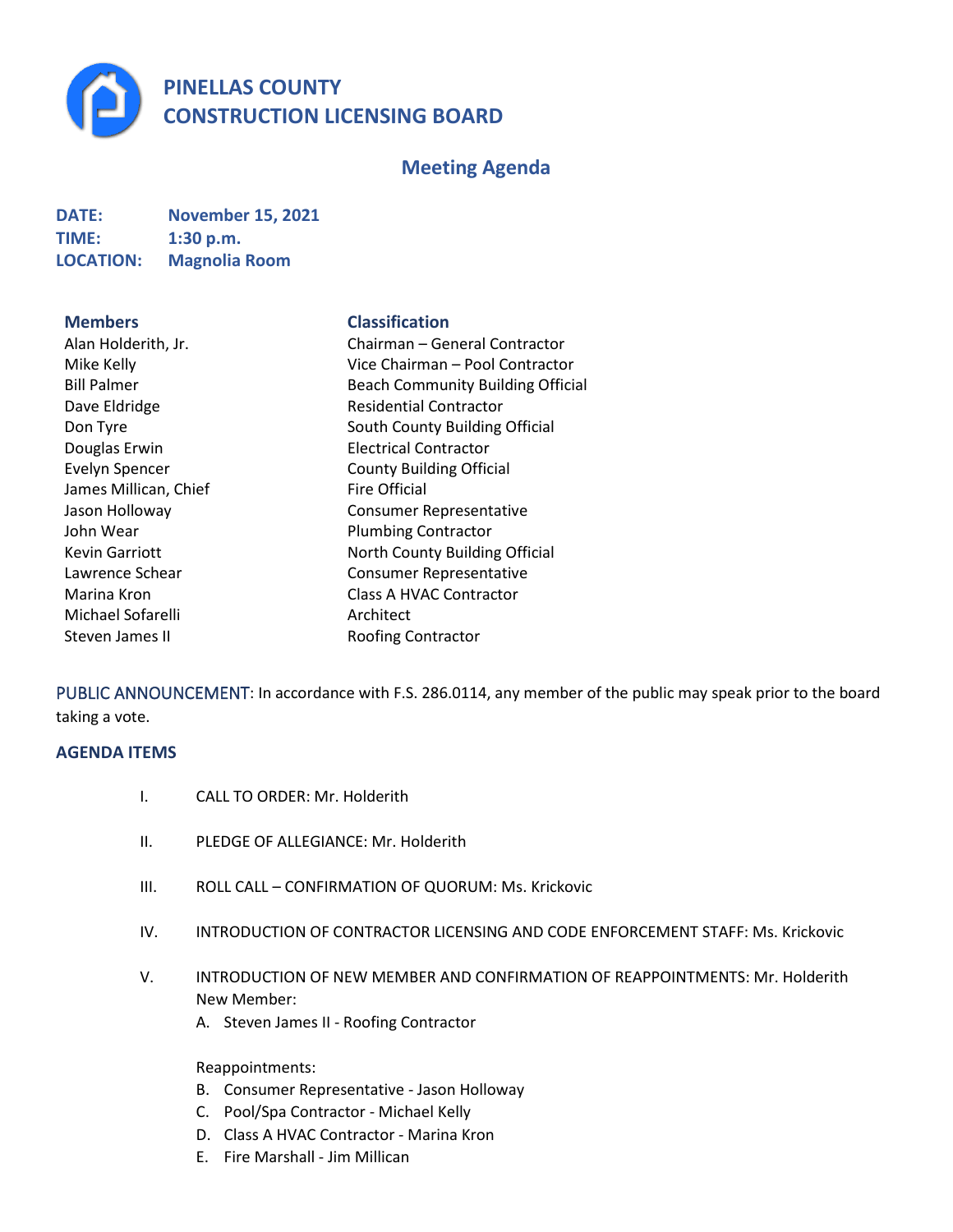# PINELLAS COUNTY
# CONSTRUCTION LICENSING BOARD

## Meeting Agenda

**DATE:** November 15, 2021
**TIME:** 1:30 p.m.
**LOCATION:** Magnolia Room

| Members | Classification |
|---|---|
| Alan Holderith, Jr. | Chairman – General Contractor |
| Mike Kelly | Vice Chairman – Pool Contractor |
| Bill Palmer | Beach Community Building Official |
| Dave Eldridge | Residential Contractor |
| Don Tyre | South County Building Official |
| Douglas Erwin | Electrical Contractor |
| Evelyn Spencer | County Building Official |
| James Millican, Chief | Fire Official |
| Jason Holloway | Consumer Representative |
| John Wear | Plumbing Contractor |
| Kevin Garriott | North County Building Official |
| Lawrence Schear | Consumer Representative |
| Marina Kron | Class A HVAC Contractor |
| Michael Sofarelli | Architect |
| Steven James II | Roofing Contractor |

PUBLIC ANNOUNCEMENT: In accordance with F.S. 286.0114, any member of the public may speak prior to the board taking a vote.

### AGENDA ITEMS

I. CALL TO ORDER: Mr. Holderith

II. PLEDGE OF ALLEGIANCE: Mr. Holderith

III. ROLL CALL – CONFIRMATION OF QUORUM: Ms. Krickovic

IV. INTRODUCTION OF CONTRACTOR LICENSING AND CODE ENFORCEMENT STAFF: Ms. Krickovic

V. INTRODUCTION OF NEW MEMBER AND CONFIRMATION OF REAPPOINTMENTS: Mr. Holderith

New Member:

A. Steven James II - Roofing Contractor

Reappointments:

B. Consumer Representative - Jason Holloway
C. Pool/Spa Contractor - Michael Kelly
D. Class A HVAC Contractor - Marina Kron
E. Fire Marshall - Jim Millican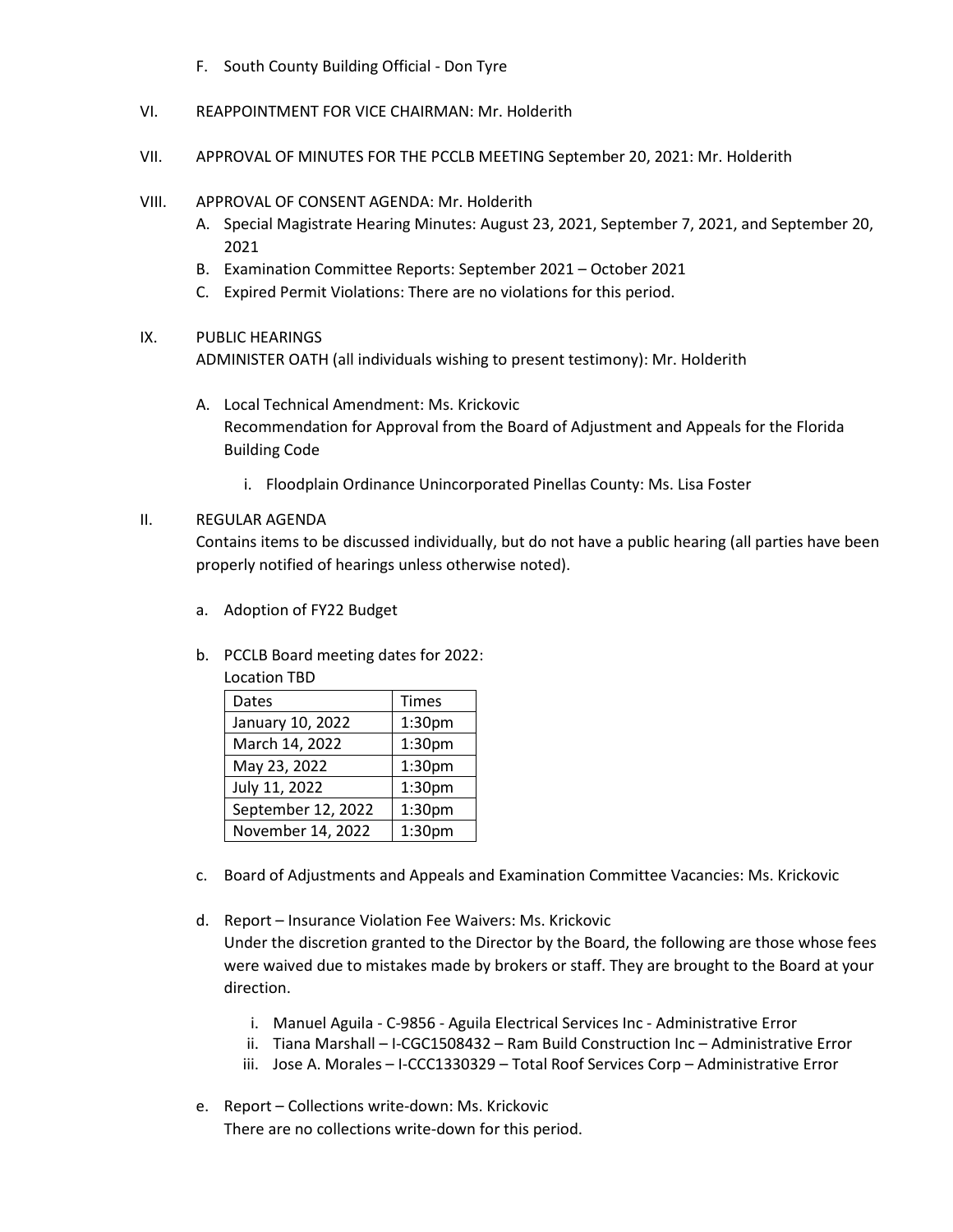F. South County Building Official - Don Tyre

VI. REAPPOINTMENT FOR VICE CHAIRMAN: Mr. Holderith

VII. APPROVAL OF MINUTES FOR THE PCCLB MEETING September 20, 2021: Mr. Holderith

VIII. APPROVAL OF CONSENT AGENDA: Mr. Holderith

A. Special Magistrate Hearing Minutes: August 23, 2021, September 7, 2021, and September 20, 2021
B. Examination Committee Reports: September 2021 – October 2021
C. Expired Permit Violations: There are no violations for this period.

IX. PUBLIC HEARINGS

ADMINISTER OATH (all individuals wishing to present testimony): Mr. Holderith

A. Local Technical Amendment: Ms. Krickovic
Recommendation for Approval from the Board of Adjustment and Appeals for the Florida Building Code

i. Floodplain Ordinance Unincorporated Pinellas County: Ms. Lisa Foster

II. REGULAR AGENDA

Contains items to be discussed individually, but do not have a public hearing (all parties have been properly notified of hearings unless otherwise noted).

a. Adoption of FY22 Budget

b. PCCLB Board meeting dates for 2022:
Location TBD

| Dates | Times |
|---|---|
| January 10, 2022 | 1:30pm |
| March 14, 2022 | 1:30pm |
| May 23, 2022 | 1:30pm |
| July 11, 2022 | 1:30pm |
| September 12, 2022 | 1:30pm |
| November 14, 2022 | 1:30pm |

c. Board of Adjustments and Appeals and Examination Committee Vacancies: Ms. Krickovic

d. Report – Insurance Violation Fee Waivers: Ms. Krickovic
Under the discretion granted to the Director by the Board, the following are those whose fees were waived due to mistakes made by brokers or staff. They are brought to the Board at your direction.

i. Manuel Aguila - C-9856 - Aguila Electrical Services Inc - Administrative Error
ii. Tiana Marshall – I-CGC1508432 – Ram Build Construction Inc – Administrative Error
iii. Jose A. Morales – I-CCC1330329 – Total Roof Services Corp – Administrative Error

e. Report – Collections write-down: Ms. Krickovic
There are no collections write-down for this period.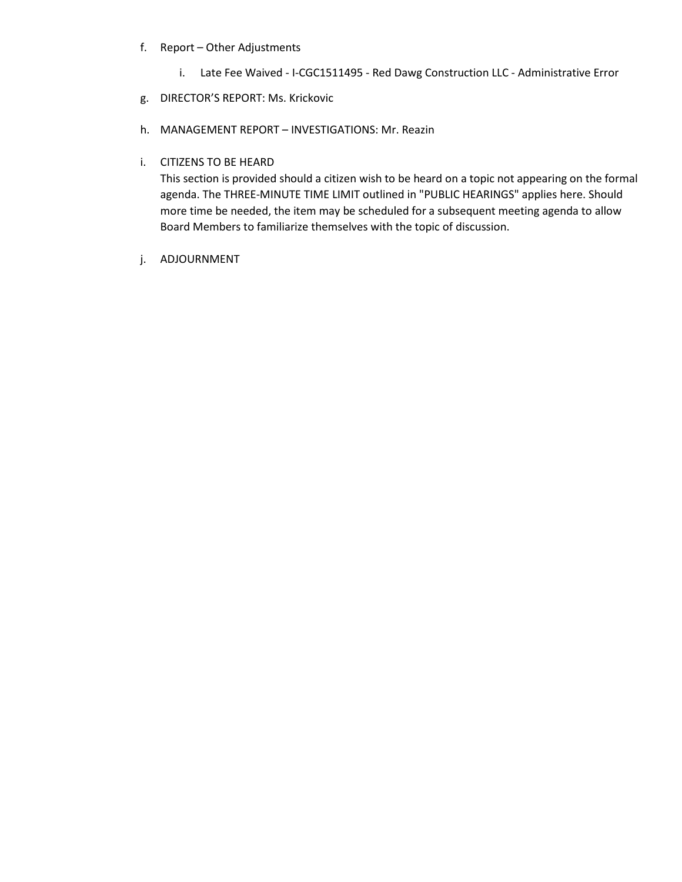f. Report – Other Adjustments

    i. Late Fee Waived - I-CGC1511495 - Red Dawg Construction LLC - Administrative Error

g. DIRECTOR'S REPORT: Ms. Krickovic

h. MANAGEMENT REPORT – INVESTIGATIONS: Mr. Reazin

i. CITIZENS TO BE HEARD
This section is provided should a citizen wish to be heard on a topic not appearing on the formal agenda. The THREE-MINUTE TIME LIMIT outlined in "PUBLIC HEARINGS" applies here. Should more time be needed, the item may be scheduled for a subsequent meeting agenda to allow Board Members to familiarize themselves with the topic of discussion.

j. ADJOURNMENT